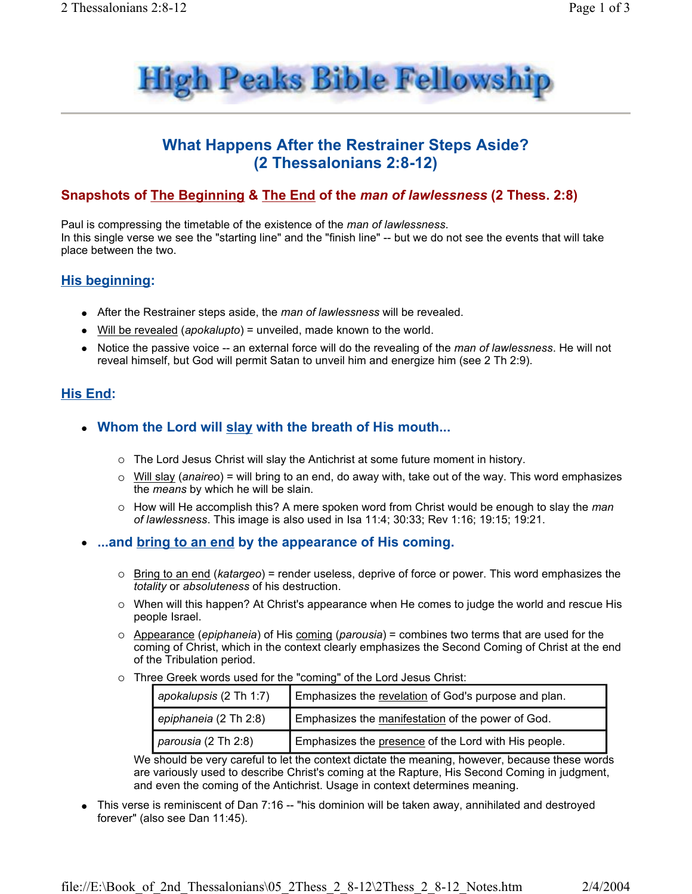High Peaks Bible Fellowship

# What Happens After the Restrainer Steps Aside?
# (2 Thessalonians 2:8-12)

## Snapshots of The Beginning & The End of the *man of lawlessness* (2 Thess. 2:8)

Paul is compressing the timetable of the existence of the *man of lawlessness*.
In this single verse we see the "starting line" and the "finish line" -- but we do not see the events that will take place between the two.

### His beginning:

- After the Restrainer steps aside, the *man of lawlessness* will be revealed.
- Will be revealed (*apokalupto*) = unveiled, made known to the world.
- Notice the passive voice -- an external force will do the revealing of the *man of lawlessness*. He will not reveal himself, but God will permit Satan to unveil him and energize him (see 2 Th 2:9).

### His End:

- **Whom the Lord will slay with the breath of His mouth...**
    - The Lord Jesus Christ will slay the Antichrist at some future moment in history.
    - Will slay (*anaireo*) = will bring to an end, do away with, take out of the way. This word emphasizes the *means* by which he will be slain.
    - How will He accomplish this? A mere spoken word from Christ would be enough to slay the *man of lawlessness*. This image is also used in Isa 11:4; 30:33; Rev 1:16; 19:15; 19:21.
- **...and bring to an end by the appearance of His coming.**
    - Bring to an end (*katargeo*) = render useless, deprive of force or power. This word emphasizes the *totality* or *absoluteness* of his destruction.
    - When will this happen? At Christ's appearance when He comes to judge the world and rescue His people Israel.
    - Appearance (*epiphaneia*) of His coming (*parousia*) = combines two terms that are used for the coming of Christ, which in the context clearly emphasizes the Second Coming of Christ at the end of the Tribulation period.
    - Three Greek words used for the "coming" of the Lord Jesus Christ:

| | |
|---|---|
| *apokalupsis* (2 Th 1:7) | Emphasizes the revelation of God's purpose and plan. |
| *epiphaneia* (2 Th 2:8) | Emphasizes the manifestation of the power of God. |
| *parousia* (2 Th 2:8) | Emphasizes the presence of the Lord with His people. |

We should be very careful to let the context dictate the meaning, however, because these words are variously used to describe Christ's coming at the Rapture, His Second Coming in judgment, and even the coming of the Antichrist. Usage in context determines meaning.

- This verse is reminiscent of Dan 7:16 -- "his dominion will be taken away, annihilated and destroyed forever" (also see Dan 11:45).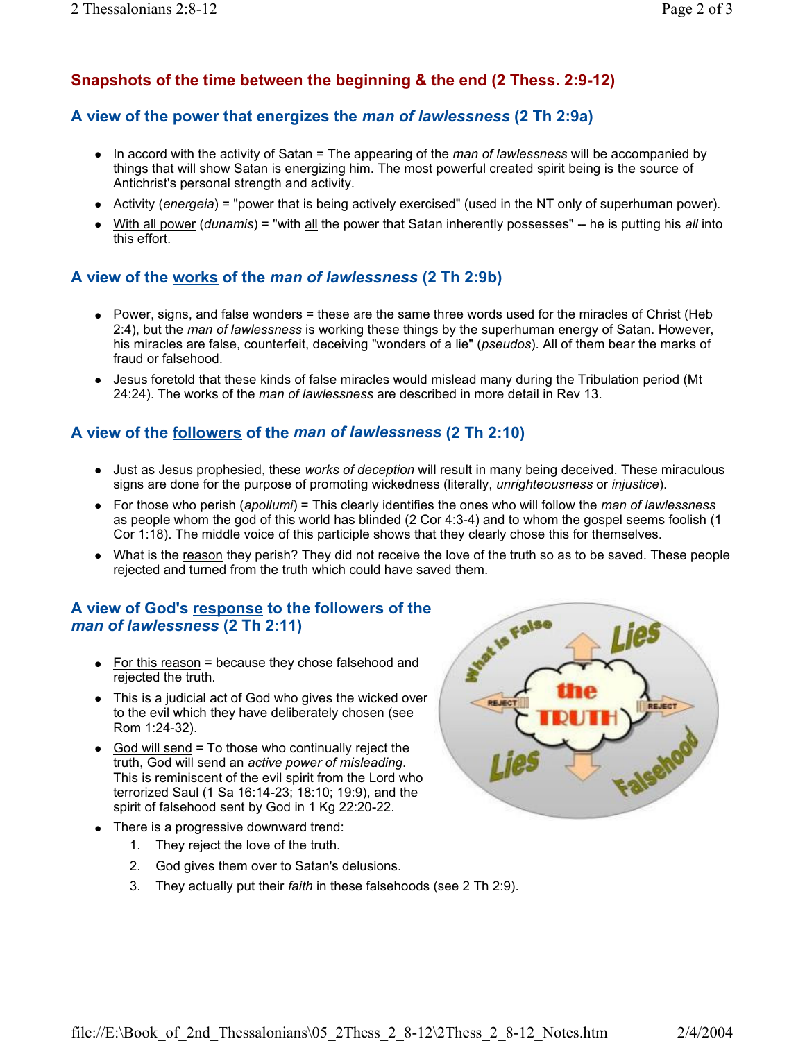## Snapshots of the time between the beginning & the end (2 Thess. 2:9-12)

### A view of the power that energizes the *man of lawlessness* (2 Th 2:9a)

- In accord with the activity of Satan = The appearing of the *man of lawlessness* will be accompanied by things that will show Satan is energizing him. The most powerful created spirit being is the source of Antichrist's personal strength and activity.
- Activity (*energeia*) = "power that is being actively exercised" (used in the NT only of superhuman power).
- With all power (*dunamis*) = "with all the power that Satan inherently possesses" -- he is putting his *all* into this effort.

### A view of the works of the *man of lawlessness* (2 Th 2:9b)

- Power, signs, and false wonders = these are the same three words used for the miracles of Christ (Heb 2:4), but the *man of lawlessness* is working these things by the superhuman energy of Satan. However, his miracles are false, counterfeit, deceiving "wonders of a lie" (*pseudos*). All of them bear the marks of fraud or falsehood.
- Jesus foretold that these kinds of false miracles would mislead many during the Tribulation period (Mt 24:24). The works of the *man of lawlessness* are described in more detail in Rev 13.

### A view of the followers of the *man of lawlessness* (2 Th 2:10)

- Just as Jesus prophesied, these *works of deception* will result in many being deceived. These miraculous signs are done for the purpose of promoting wickedness (literally, *unrighteousness* or *injustice*).
- For those who perish (*apollumi*) = This clearly identifies the ones who will follow the *man of lawlessness* as people whom the god of this world has blinded (2 Cor 4:3-4) and to whom the gospel seems foolish (1 Cor 1:18). The middle voice of this participle shows that they clearly chose this for themselves.
- What is the reason they perish? They did not receive the love of the truth so as to be saved. These people rejected and turned from the truth which could have saved them.

### A view of God's response to the followers of the *man of lawlessness* (2 Th 2:11)

- For this reason = because they chose falsehood and rejected the truth.
- This is a judicial act of God who gives the wicked over to the evil which they have deliberately chosen (see Rom 1:24-32).
- God will send = To those who continually reject the truth, God will send an *active power of misleading*. This is reminiscent of the evil spirit from the Lord who terrorized Saul (1 Sa 16:14-23; 18:10; 19:9), and the spirit of falsehood sent by God in 1 Kg 22:20-22.
- There is a progressive downward trend:
  1. They reject the love of the truth.
  2. God gives them over to Satan's delusions.
  3. They actually put their *faith* in these falsehoods (see 2 Th 2:9).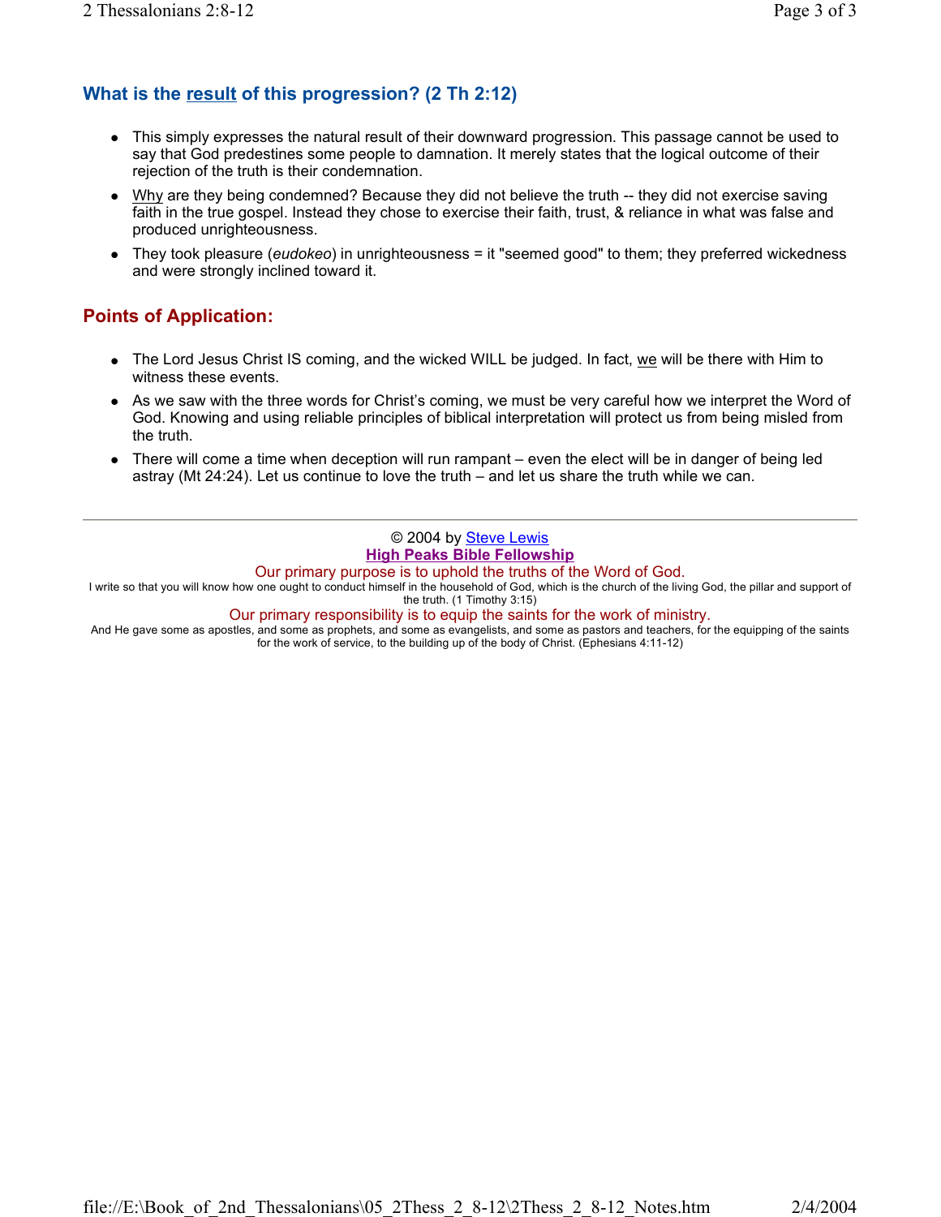## What is the <u>result</u> of this progression? (2 Th 2:12)

- This simply expresses the natural result of their downward progression. This passage cannot be used to say that God predestines some people to damnation. It merely states that the logical outcome of their rejection of the truth is their condemnation.
- <u>Why</u> are they being condemned? Because they did not believe the truth -- they did not exercise saving faith in the true gospel. Instead they chose to exercise their faith, trust, & reliance in what was false and produced unrighteousness.
- They took pleasure (*eudokeo*) in unrighteousness = it "seemed good" to them; they preferred wickedness and were strongly inclined toward it.

## Points of Application:

- The Lord Jesus Christ IS coming, and the wicked WILL be judged. In fact, <u>we</u> will be there with Him to witness these events.
- As we saw with the three words for Christ's coming, we must be very careful how we interpret the Word of God. Knowing and using reliable principles of biblical interpretation will protect us from being misled from the truth.
- There will come a time when deception will run rampant – even the elect will be in danger of being led astray (Mt 24:24). Let us continue to love the truth – and let us share the truth while we can.

---

© 2004 by Steve Lewis

**High Peaks Bible Fellowship**

Our primary purpose is to uphold the truths of the Word of God.

I write so that you will know how one ought to conduct himself in the household of God, which is the church of the living God, the pillar and support of the truth. (1 Timothy 3:15)

Our primary responsibility is to equip the saints for the work of ministry.

And He gave some as apostles, and some as prophets, and some as evangelists, and some as pastors and teachers, for the equipping of the saints for the work of service, to the building up of the body of Christ. (Ephesians 4:11-12)